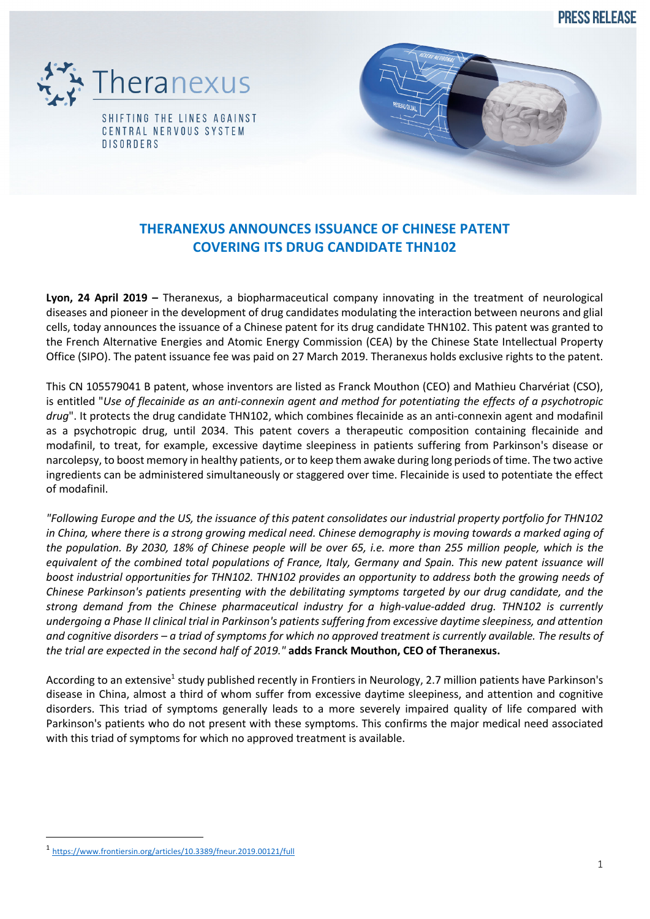PRESS RELEASE

Theranexus

SHIFTING THE LINES AGAINST CENTRAL NERVOUS SYSTEM DISORDERS

# THERANEXUS ANNOUNCES ISSUANCE OF CHINESE PATENT COVERING ITS DRUG CANDIDATE THN102

**Lyon, 24 April 2019 –** Theranexus, a biopharmaceutical company innovating in the treatment of neurological diseases and pioneer in the development of drug candidates modulating the interaction between neurons and glial cells, today announces the issuance of a Chinese patent for its drug candidate THN102. This patent was granted to the French Alternative Energies and Atomic Energy Commission (CEA) by the Chinese State Intellectual Property Office (SIPO). The patent issuance fee was paid on 27 March 2019. Theranexus holds exclusive rights to the patent.

This CN 105579041 B patent, whose inventors are listed as Franck Mouthon (CEO) and Mathieu Charvériat (CSO), is entitled "*Use of flecainide as an anti-connexin agent and method for potentiating the effects of a psychotropic drug*". It protects the drug candidate THN102, which combines flecainide as an anti-connexin agent and modafinil as a psychotropic drug, until 2034. This patent covers a therapeutic composition containing flecainide and modafinil, to treat, for example, excessive daytime sleepiness in patients suffering from Parkinson's disease or narcolepsy, to boost memory in healthy patients, or to keep them awake during long periods of time. The two active ingredients can be administered simultaneously or staggered over time. Flecainide is used to potentiate the effect of modafinil.

*"Following Europe and the US, the issuance of this patent consolidates our industrial property portfolio for THN102 in China, where there is a strong growing medical need. Chinese demography is moving towards a marked aging of the population. By 2030, 18% of Chinese people will be over 65, i.e. more than 255 million people, which is the equivalent of the combined total populations of France, Italy, Germany and Spain. This new patent issuance will boost industrial opportunities for THN102. THN102 provides an opportunity to address both the growing needs of Chinese Parkinson's patients presenting with the debilitating symptoms targeted by our drug candidate, and the strong demand from the Chinese pharmaceutical industry for a high-value-added drug. THN102 is currently undergoing a Phase II clinical trial in Parkinson's patients suffering from excessive daytime sleepiness, and attention and cognitive disorders – a triad of symptoms for which no approved treatment is currently available. The results of the trial are expected in the second half of 2019."* **adds Franck Mouthon, CEO of Theranexus.**

According to an extensive[1] study published recently in Frontiers in Neurology, 2.7 million patients have Parkinson's disease in China, almost a third of whom suffer from excessive daytime sleepiness, and attention and cognitive disorders. This triad of symptoms generally leads to a more severely impaired quality of life compared with Parkinson's patients who do not present with these symptoms. This confirms the major medical need associated with this triad of symptoms for which no approved treatment is available.

---

[1] https://www.frontiersin.org/articles/10.3389/fneur.2019.00121/full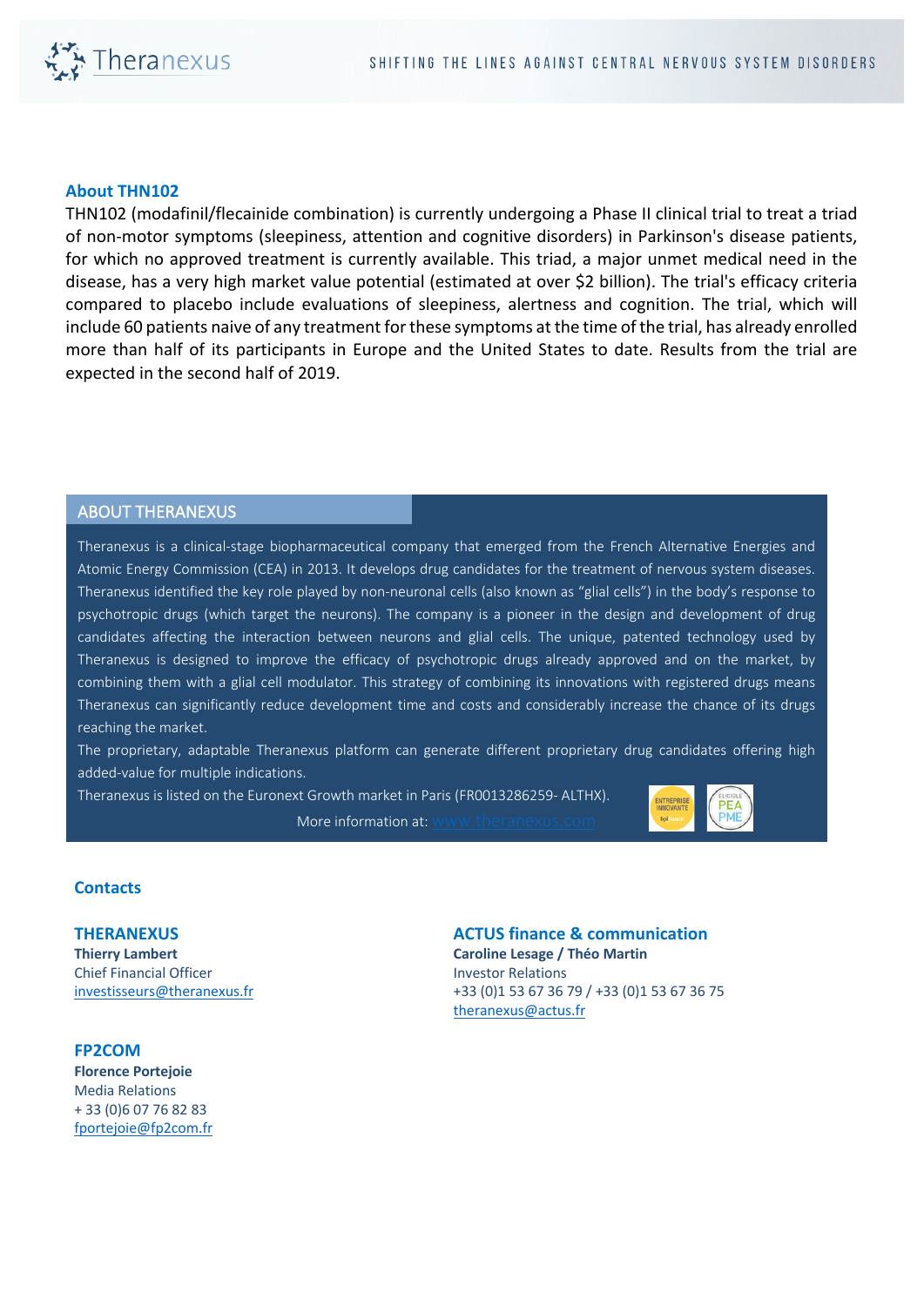## About THN102

THN102 (modafinil/flecainide combination) is currently undergoing a Phase II clinical trial to treat a triad of non-motor symptoms (sleepiness, attention and cognitive disorders) in Parkinson's disease patients, for which no approved treatment is currently available. This triad, a major unmet medical need in the disease, has a very high market value potential (estimated at over $2 billion). The trial's efficacy criteria compared to placebo include evaluations of sleepiness, alertness and cognition. The trial, which will include 60 patients naive of any treatment for these symptoms at the time of the trial, has already enrolled more than half of its participants in Europe and the United States to date. Results from the trial are expected in the second half of 2019.

## ABOUT THERANEXUS

Theranexus is a clinical-stage biopharmaceutical company that emerged from the French Alternative Energies and Atomic Energy Commission (CEA) in 2013. It develops drug candidates for the treatment of nervous system diseases. Theranexus identified the key role played by non-neuronal cells (also known as "glial cells") in the body's response to psychotropic drugs (which target the neurons). The company is a pioneer in the design and development of drug candidates affecting the interaction between neurons and glial cells. The unique, patented technology used by Theranexus is designed to improve the efficacy of psychotropic drugs already approved and on the market, by combining them with a glial cell modulator. This strategy of combining its innovations with registered drugs means Theranexus can significantly reduce development time and costs and considerably increase the chance of its drugs reaching the market.

The proprietary, adaptable Theranexus platform can generate different proprietary drug candidates offering high added-value for multiple indications.

Theranexus is listed on the Euronext Growth market in Paris (FR0013286259- ALTHX).

More information at: www.theranexus.com

ENTREPRISE INNOVANTE

ELIGIBLE PEA PME

## Contacts

**THERANEXUS**
**Thierry Lambert**
Chief Financial Officer
investisseurs@theranexus.fr

**ACTUS finance & communication**
**Caroline Lesage / Théo Martin**
Investor Relations
+33 (0)1 53 67 36 79 / +33 (0)1 53 67 36 75
theranexus@actus.fr

**FP2COM**
**Florence Portejoie**
Media Relations
+ 33 (0)6 07 76 82 83
fportejoie@fp2com.fr